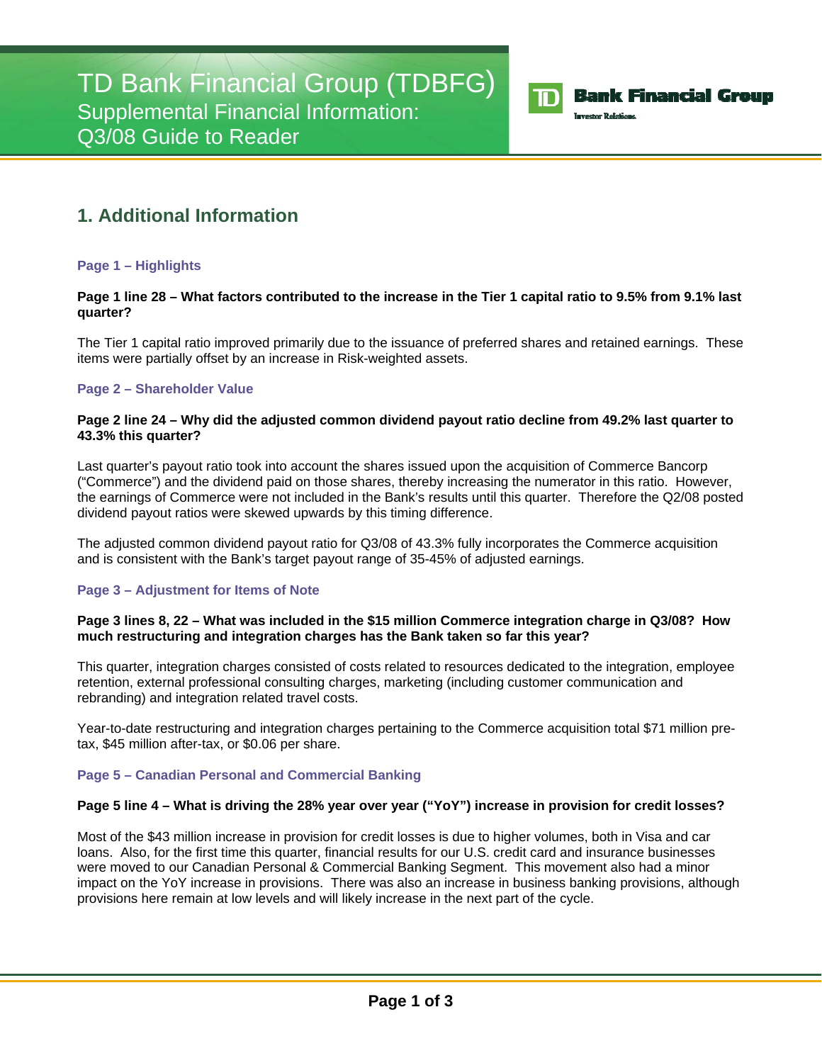# TD Bank Financial Group (TDBFG)
## Supplemental Financial Information: Q3/08 Guide to Reader

**Bank Financial Group**
Investor Relations

## 1. Additional Information

### Page 1 – Highlights

**Page 1 line 28 – What factors contributed to the increase in the Tier 1 capital ratio to 9.5% from 9.1% last quarter?**

The Tier 1 capital ratio improved primarily due to the issuance of preferred shares and retained earnings. These items were partially offset by an increase in Risk-weighted assets.

### Page 2 – Shareholder Value

**Page 2 line 24 – Why did the adjusted common dividend payout ratio decline from 49.2% last quarter to 43.3% this quarter?**

Last quarter's payout ratio took into account the shares issued upon the acquisition of Commerce Bancorp ("Commerce") and the dividend paid on those shares, thereby increasing the numerator in this ratio. However, the earnings of Commerce were not included in the Bank's results until this quarter. Therefore the Q2/08 posted dividend payout ratios were skewed upwards by this timing difference.

The adjusted common dividend payout ratio for Q3/08 of 43.3% fully incorporates the Commerce acquisition and is consistent with the Bank's target payout range of 35-45% of adjusted earnings.

### Page 3 – Adjustment for Items of Note

**Page 3 lines 8, 22 – What was included in the $15 million Commerce integration charge in Q3/08? How much restructuring and integration charges has the Bank taken so far this year?**

This quarter, integration charges consisted of costs related to resources dedicated to the integration, employee retention, external professional consulting charges, marketing (including customer communication and rebranding) and integration related travel costs.

Year-to-date restructuring and integration charges pertaining to the Commerce acquisition total $71 million pre-tax, $45 million after-tax, or $0.06 per share.

### Page 5 – Canadian Personal and Commercial Banking

**Page 5 line 4 – What is driving the 28% year over year ("YoY") increase in provision for credit losses?**

Most of the $43 million increase in provision for credit losses is due to higher volumes, both in Visa and car loans. Also, for the first time this quarter, financial results for our U.S. credit card and insurance businesses were moved to our Canadian Personal & Commercial Banking Segment. This movement also had a minor impact on the YoY increase in provisions. There was also an increase in business banking provisions, although provisions here remain at low levels and will likely increase in the next part of the cycle.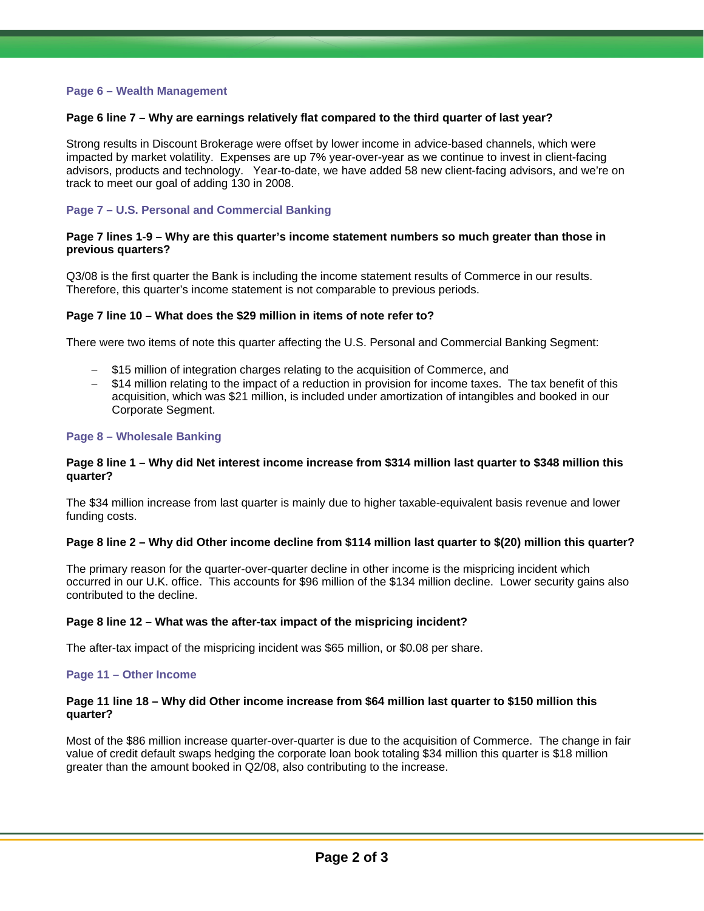## Page 6 – Wealth Management

**Page 6 line 7 – Why are earnings relatively flat compared to the third quarter of last year?**

Strong results in Discount Brokerage were offset by lower income in advice-based channels, which were impacted by market volatility. Expenses are up 7% year-over-year as we continue to invest in client-facing advisors, products and technology. Year-to-date, we have added 58 new client-facing advisors, and we're on track to meet our goal of adding 130 in 2008.

## Page 7 – U.S. Personal and Commercial Banking

**Page 7 lines 1-9 – Why are this quarter's income statement numbers so much greater than those in previous quarters?**

Q3/08 is the first quarter the Bank is including the income statement results of Commerce in our results. Therefore, this quarter's income statement is not comparable to previous periods.

**Page 7 line 10 – What does the $29 million in items of note refer to?**

There were two items of note this quarter affecting the U.S. Personal and Commercial Banking Segment:

- $15 million of integration charges relating to the acquisition of Commerce, and
- $14 million relating to the impact of a reduction in provision for income taxes. The tax benefit of this acquisition, which was $21 million, is included under amortization of intangibles and booked in our Corporate Segment.

## Page 8 – Wholesale Banking

**Page 8 line 1 – Why did Net interest income increase from $314 million last quarter to $348 million this quarter?**

The $34 million increase from last quarter is mainly due to higher taxable-equivalent basis revenue and lower funding costs.

**Page 8 line 2 – Why did Other income decline from $114 million last quarter to $(20) million this quarter?**

The primary reason for the quarter-over-quarter decline in other income is the mispricing incident which occurred in our U.K. office. This accounts for $96 million of the $134 million decline. Lower security gains also contributed to the decline.

**Page 8 line 12 – What was the after-tax impact of the mispricing incident?**

The after-tax impact of the mispricing incident was $65 million, or $0.08 per share.

## Page 11 – Other Income

**Page 11 line 18 – Why did Other income increase from $64 million last quarter to $150 million this quarter?**

Most of the $86 million increase quarter-over-quarter is due to the acquisition of Commerce. The change in fair value of credit default swaps hedging the corporate loan book totaling $34 million this quarter is $18 million greater than the amount booked in Q2/08, also contributing to the increase.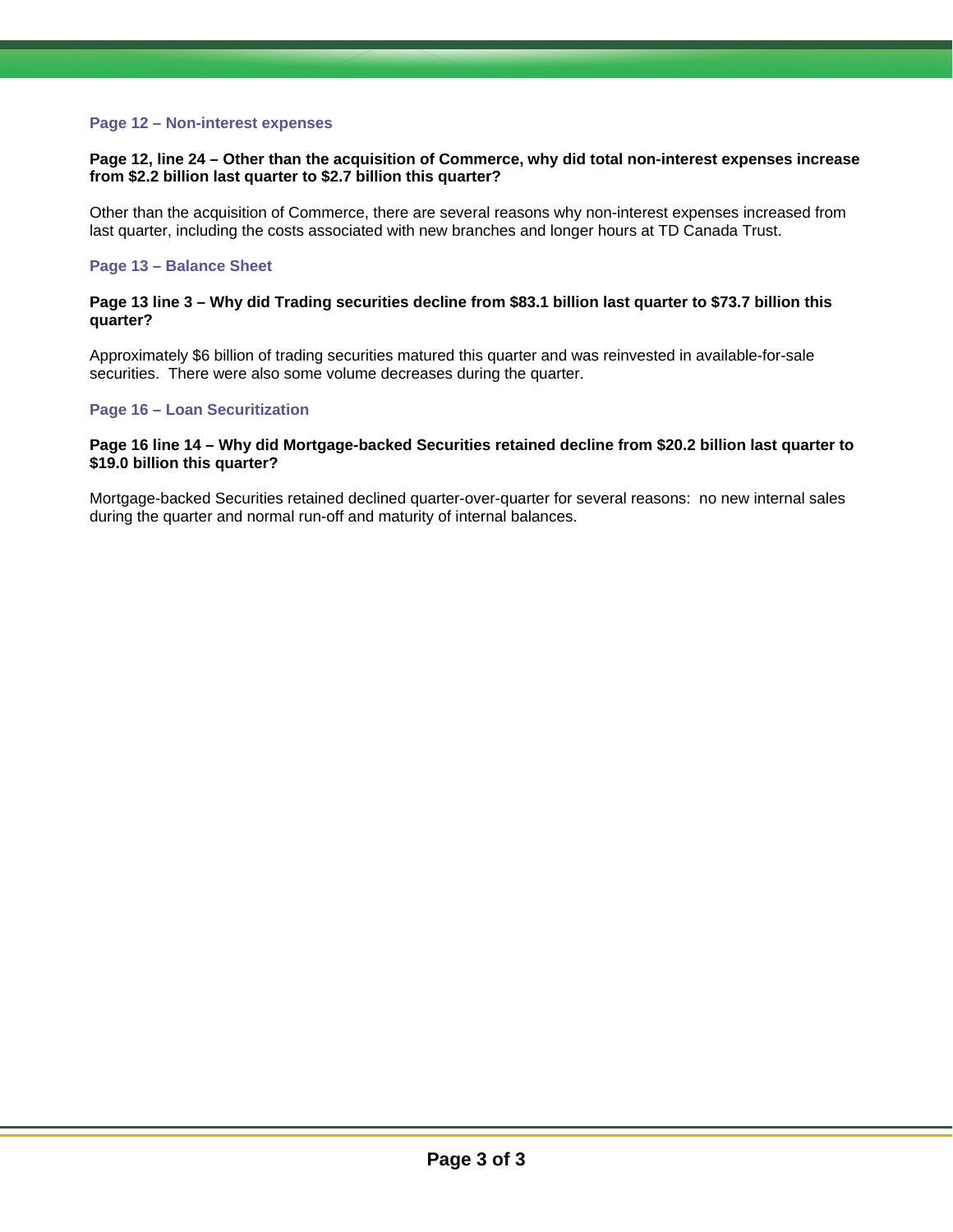## Page 12 – Non-interest expenses

**Page 12, line 24 – Other than the acquisition of Commerce, why did total non-interest expenses increase from $2.2 billion last quarter to $2.7 billion this quarter?**

Other than the acquisition of Commerce, there are several reasons why non-interest expenses increased from last quarter, including the costs associated with new branches and longer hours at TD Canada Trust.

## Page 13 – Balance Sheet

**Page 13 line 3 – Why did Trading securities decline from $83.1 billion last quarter to $73.7 billion this quarter?**

Approximately $6 billion of trading securities matured this quarter and was reinvested in available-for-sale securities. There were also some volume decreases during the quarter.

## Page 16 – Loan Securitization

**Page 16 line 14 – Why did Mortgage-backed Securities retained decline from $20.2 billion last quarter to $19.0 billion this quarter?**

Mortgage-backed Securities retained declined quarter-over-quarter for several reasons: no new internal sales during the quarter and normal run-off and maturity of internal balances.